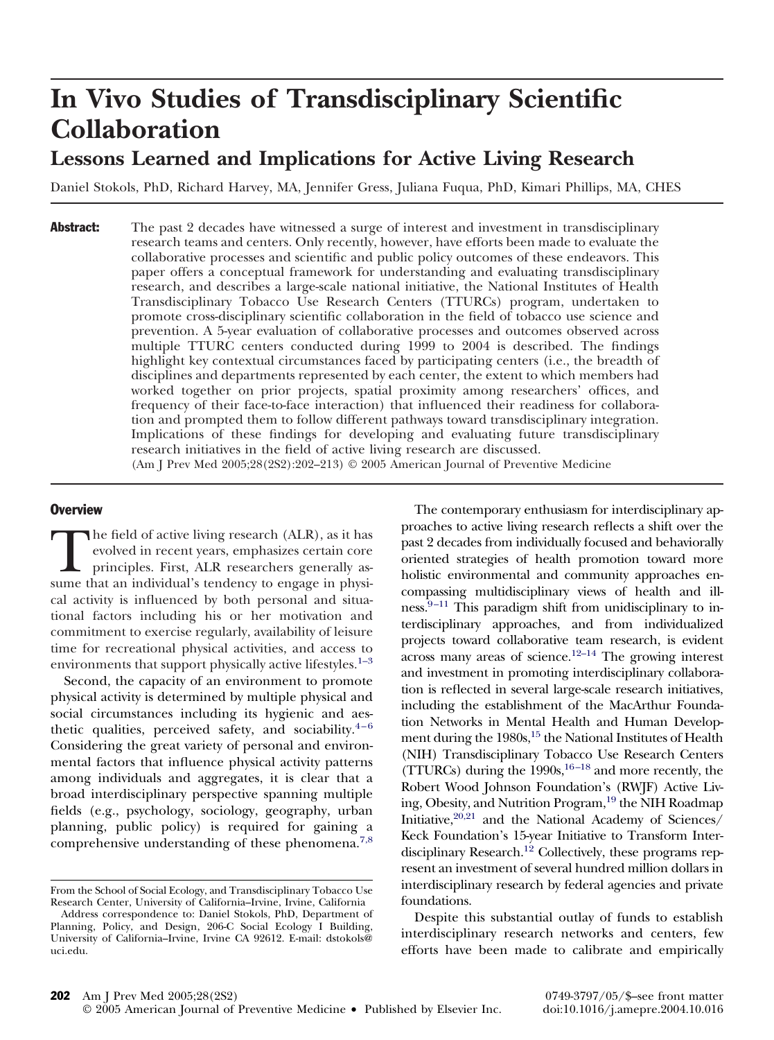# In Vivo Studies of Transdisciplinary Scientific Collaboration

## Lessons Learned and Implications for Active Living Research

Daniel Stokols, PhD, Richard Harvey, MA, Jennifer Gress, Juliana Fuqua, PhD, Kimari Phillips, MA, CHES

**Abstract:** The past 2 decades have witnessed a surge of interest and investment in transdisciplinary research teams and centers. Only recently, however, have efforts been made to evaluate the collaborative processes and scientific and public policy outcomes of these endeavors. This paper offers a conceptual framework for understanding and evaluating transdisciplinary research, and describes a large-scale national initiative, the National Institutes of Health Transdisciplinary Tobacco Use Research Centers (TTURCs) program, undertaken to promote cross-disciplinary scientific collaboration in the field of tobacco use science and prevention. A 5-year evaluation of collaborative processes and outcomes observed across multiple TTURC centers conducted during 1999 to 2004 is described. The findings highlight key contextual circumstances faced by participating centers (i.e., the breadth of disciplines and departments represented by each center, the extent to which members had worked together on prior projects, spatial proximity among researchers' offices, and frequency of their face-to-face interaction) that influenced their readiness for collaboration and prompted them to follow different pathways toward transdisciplinary integration. Implications of these findings for developing and evaluating future transdisciplinary research initiatives in the field of active living research are discussed.
(Am J Prev Med 2005;28(2S2):202–213) © 2005 American Journal of Preventive Medicine

### Overview

The field of active living research (ALR), as it has evolved in recent years, emphasizes certain core principles. First, ALR researchers generally assume that an individual's tendency to engage in physical activity is influenced by both personal and situational factors including his or her motivation and commitment to exercise regularly, availability of leisure time for recreational physical activities, and access to environments that support physically active lifestyles.[1–3]

Second, the capacity of an environment to promote physical activity is determined by multiple physical and social circumstances including its hygienic and aesthetic qualities, perceived safety, and sociability.[4–6] Considering the great variety of personal and environmental factors that influence physical activity patterns among individuals and aggregates, it is clear that a broad interdisciplinary perspective spanning multiple fields (e.g., psychology, sociology, geography, urban planning, public policy) is required for gaining a comprehensive understanding of these phenomena.[7,8]

The contemporary enthusiasm for interdisciplinary approaches to active living research reflects a shift over the past 2 decades from individually focused and behaviorally oriented strategies of health promotion toward more holistic environmental and community approaches encompassing multidisciplinary views of health and illness.[9–11] This paradigm shift from unidisciplinary to interdisciplinary approaches, and from individualized projects toward collaborative team research, is evident across many areas of science.[12–14] The growing interest and investment in promoting interdisciplinary collaboration is reflected in several large-scale research initiatives, including the establishment of the MacArthur Foundation Networks in Mental Health and Human Development during the 1980s,[15] the National Institutes of Health (NIH) Transdisciplinary Tobacco Use Research Centers (TTURCs) during the 1990s,[16–18] and more recently, the Robert Wood Johnson Foundation's (RWJF) Active Living, Obesity, and Nutrition Program,[19] the NIH Roadmap Initiative,[20,21] and the National Academy of Sciences/Keck Foundation's 15-year Initiative to Transform Interdisciplinary Research.[12] Collectively, these programs represent an investment of several hundred million dollars in interdisciplinary research by federal agencies and private foundations.

Despite this substantial outlay of funds to establish interdisciplinary research networks and centers, few efforts have been made to calibrate and empirically

---

From the School of Social Ecology, and Transdisciplinary Tobacco Use Research Center, University of California–Irvine, Irvine, California

Address correspondence to: Daniel Stokols, PhD, Department of Planning, Policy, and Design, 206-C Social Ecology I Building, University of California–Irvine, Irvine CA 92612. E-mail: dstokols@uci.edu.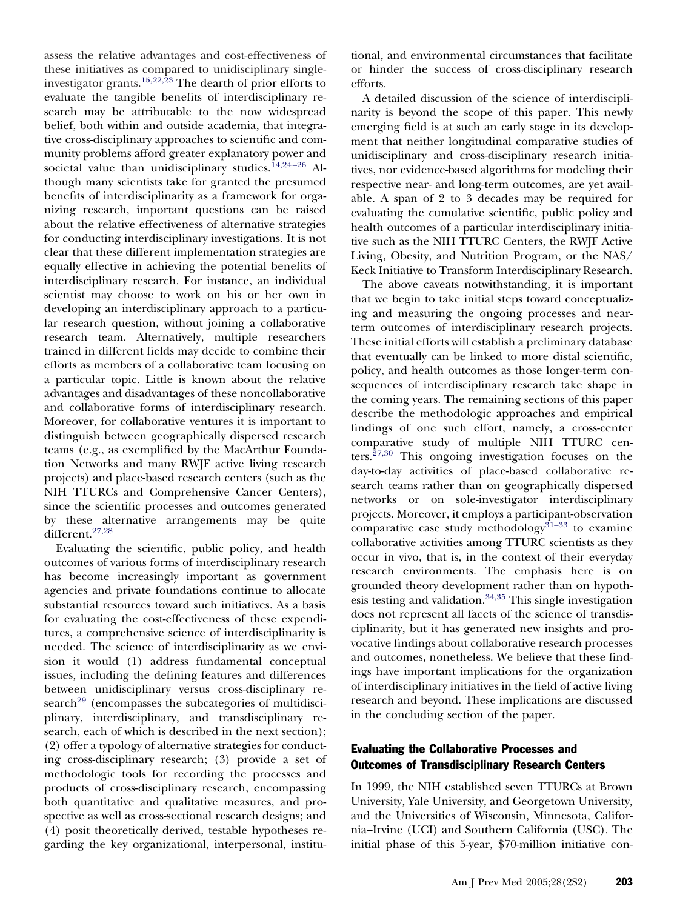assess the relative advantages and cost-effectiveness of these initiatives as compared to unidisciplinary single-investigator grants.[15,22,23] The dearth of prior efforts to evaluate the tangible benefits of interdisciplinary research may be attributable to the now widespread belief, both within and outside academia, that integrative cross-disciplinary approaches to scientific and community problems afford greater explanatory power and societal value than unidisciplinary studies.[14,24–26] Although many scientists take for granted the presumed benefits of interdisciplinarity as a framework for organizing research, important questions can be raised about the relative effectiveness of alternative strategies for conducting interdisciplinary investigations. It is not clear that these different implementation strategies are equally effective in achieving the potential benefits of interdisciplinary research. For instance, an individual scientist may choose to work on his or her own in developing an interdisciplinary approach to a particular research question, without joining a collaborative research team. Alternatively, multiple researchers trained in different fields may decide to combine their efforts as members of a collaborative team focusing on a particular topic. Little is known about the relative advantages and disadvantages of these noncollaborative and collaborative forms of interdisciplinary research. Moreover, for collaborative ventures it is important to distinguish between geographically dispersed research teams (e.g., as exemplified by the MacArthur Foundation Networks and many RWJF active living research projects) and place-based research centers (such as the NIH TTURCs and Comprehensive Cancer Centers), since the scientific processes and outcomes generated by these alternative arrangements may be quite different.[27,28]

Evaluating the scientific, public policy, and health outcomes of various forms of interdisciplinary research has become increasingly important as government agencies and private foundations continue to allocate substantial resources toward such initiatives. As a basis for evaluating the cost-effectiveness of these expenditures, a comprehensive science of interdisciplinarity is needed. The science of interdisciplinarity as we envision it would (1) address fundamental conceptual issues, including the defining features and differences between unidisciplinary versus cross-disciplinary research[29] (encompasses the subcategories of multidisciplinary, interdisciplinary, and transdisciplinary research, each of which is described in the next section); (2) offer a typology of alternative strategies for conducting cross-disciplinary research; (3) provide a set of methodologic tools for recording the processes and products of cross-disciplinary research, encompassing both quantitative and qualitative measures, and prospective as well as cross-sectional research designs; and (4) posit theoretically derived, testable hypotheses regarding the key organizational, interpersonal, institutional, and environmental circumstances that facilitate or hinder the success of cross-disciplinary research efforts.

A detailed discussion of the science of interdisciplinarity is beyond the scope of this paper. This newly emerging field is at such an early stage in its development that neither longitudinal comparative studies of unidisciplinary and cross-disciplinary research initiatives, nor evidence-based algorithms for modeling their respective near- and long-term outcomes, are yet available. A span of 2 to 3 decades may be required for evaluating the cumulative scientific, public policy and health outcomes of a particular interdisciplinary initiative such as the NIH TTURC Centers, the RWJF Active Living, Obesity, and Nutrition Program, or the NAS/Keck Initiative to Transform Interdisciplinary Research.

The above caveats notwithstanding, it is important that we begin to take initial steps toward conceptualizing and measuring the ongoing processes and near-term outcomes of interdisciplinary research projects. These initial efforts will establish a preliminary database that eventually can be linked to more distal scientific, policy, and health outcomes as those longer-term consequences of interdisciplinary research take shape in the coming years. The remaining sections of this paper describe the methodologic approaches and empirical findings of one such effort, namely, a cross-center comparative study of multiple NIH TTURC centers.[27,30] This ongoing investigation focuses on the day-to-day activities of place-based collaborative research teams rather than on geographically dispersed networks or on sole-investigator interdisciplinary projects. Moreover, it employs a participant-observation comparative case study methodology[31–33] to examine collaborative activities among TTURC scientists as they occur in vivo, that is, in the context of their everyday research environments. The emphasis here is on grounded theory development rather than on hypothesis testing and validation.[34,35] This single investigation does not represent all facets of the science of transdisciplinarity, but it has generated new insights and provocative findings about collaborative research processes and outcomes, nonetheless. We believe that these findings have important implications for the organization of interdisciplinary initiatives in the field of active living research and beyond. These implications are discussed in the concluding section of the paper.

## Evaluating the Collaborative Processes and Outcomes of Transdisciplinary Research Centers

In 1999, the NIH established seven TTURCs at Brown University, Yale University, and Georgetown University, and the Universities of Wisconsin, Minnesota, California–Irvine (UCI) and Southern California (USC). The initial phase of this 5-year, $70-million initiative con-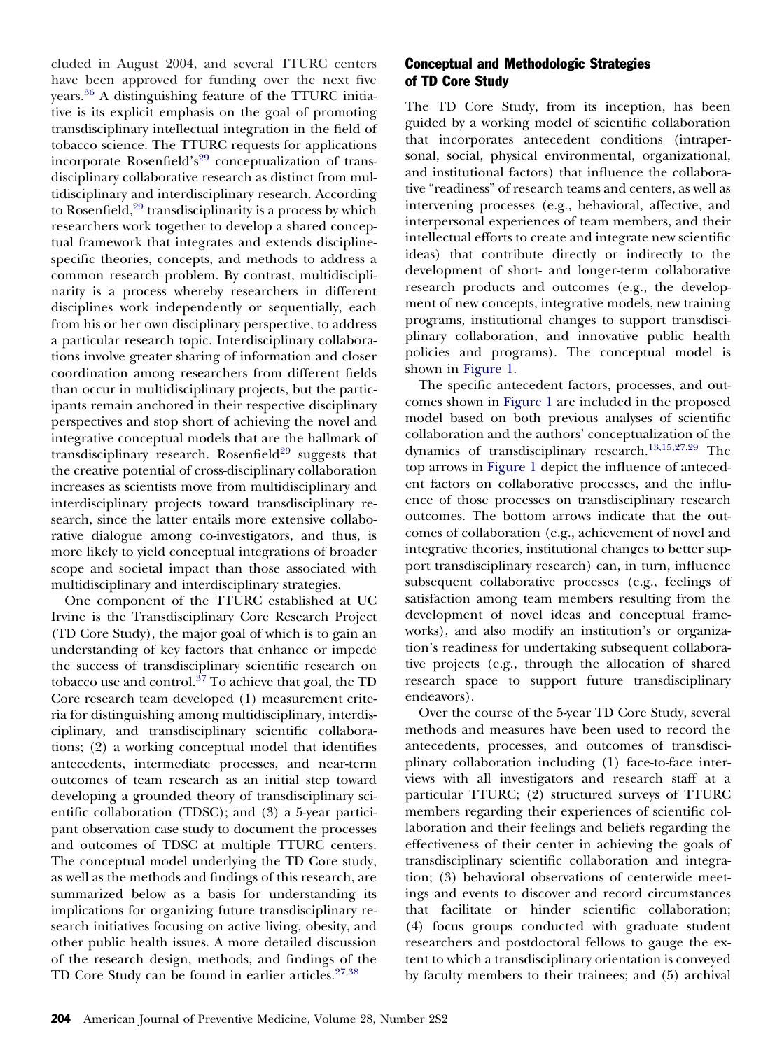cluded in August 2004, and several TTURC centers have been approved for funding over the next five years.[36] A distinguishing feature of the TTURC initiative is its explicit emphasis on the goal of promoting transdisciplinary intellectual integration in the field of tobacco science. The TTURC requests for applications incorporate Rosenfield's[29] conceptualization of transdisciplinary collaborative research as distinct from multidisciplinary and interdisciplinary research. According to Rosenfield,[29] transdisciplinarity is a process by which researchers work together to develop a shared conceptual framework that integrates and extends discipline-specific theories, concepts, and methods to address a common research problem. By contrast, multidisciplinarity is a process whereby researchers in different disciplines work independently or sequentially, each from his or her own disciplinary perspective, to address a particular research topic. Interdisciplinary collaborations involve greater sharing of information and closer coordination among researchers from different fields than occur in multidisciplinary projects, but the participants remain anchored in their respective disciplinary perspectives and stop short of achieving the novel and integrative conceptual models that are the hallmark of transdisciplinary research. Rosenfield[29] suggests that the creative potential of cross-disciplinary collaboration increases as scientists move from multidisciplinary and interdisciplinary projects toward transdisciplinary research, since the latter entails more extensive collaborative dialogue among co-investigators, and thus, is more likely to yield conceptual integrations of broader scope and societal impact than those associated with multidisciplinary and interdisciplinary strategies.

One component of the TTURC established at UC Irvine is the Transdisciplinary Core Research Project (TD Core Study), the major goal of which is to gain an understanding of key factors that enhance or impede the success of transdisciplinary scientific research on tobacco use and control.[37] To achieve that goal, the TD Core research team developed (1) measurement criteria for distinguishing among multidisciplinary, interdisciplinary, and transdisciplinary scientific collaborations; (2) a working conceptual model that identifies antecedents, intermediate processes, and near-term outcomes of team research as an initial step toward developing a grounded theory of transdisciplinary scientific collaboration (TDSC); and (3) a 5-year participant observation case study to document the processes and outcomes of TDSC at multiple TTURC centers. The conceptual model underlying the TD Core study, as well as the methods and findings of this research, are summarized below as a basis for understanding its implications for organizing future transdisciplinary research initiatives focusing on active living, obesity, and other public health issues. A more detailed discussion of the research design, methods, and findings of the TD Core Study can be found in earlier articles.[27,38]

## Conceptual and Methodologic Strategies of TD Core Study

The TD Core Study, from its inception, has been guided by a working model of scientific collaboration that incorporates antecedent conditions (intrapersonal, social, physical environmental, organizational, and institutional factors) that influence the collaborative "readiness" of research teams and centers, as well as intervening processes (e.g., behavioral, affective, and interpersonal experiences of team members, and their intellectual efforts to create and integrate new scientific ideas) that contribute directly or indirectly to the development of short- and longer-term collaborative research products and outcomes (e.g., the development of new concepts, integrative models, new training programs, institutional changes to support transdisciplinary collaboration, and innovative public health policies and programs). The conceptual model is shown in Figure 1.

The specific antecedent factors, processes, and outcomes shown in Figure 1 are included in the proposed model based on both previous analyses of scientific collaboration and the authors' conceptualization of the dynamics of transdisciplinary research.[13,15,27,29] The top arrows in Figure 1 depict the influence of antecedent factors on collaborative processes, and the influence of those processes on transdisciplinary research outcomes. The bottom arrows indicate that the outcomes of collaboration (e.g., achievement of novel and integrative theories, institutional changes to better support transdisciplinary research) can, in turn, influence subsequent collaborative processes (e.g., feelings of satisfaction among team members resulting from the development of novel ideas and conceptual frameworks), and also modify an institution's or organization's readiness for undertaking subsequent collaborative projects (e.g., through the allocation of shared research space to support future transdisciplinary endeavors).

Over the course of the 5-year TD Core Study, several methods and measures have been used to record the antecedents, processes, and outcomes of transdisciplinary collaboration including (1) face-to-face interviews with all investigators and research staff at a particular TTURC; (2) structured surveys of TTURC members regarding their experiences of scientific collaboration and their feelings and beliefs regarding the effectiveness of their center in achieving the goals of transdisciplinary scientific collaboration and integration; (3) behavioral observations of centerwide meetings and events to discover and record circumstances that facilitate or hinder scientific collaboration; (4) focus groups conducted with graduate student researchers and postdoctoral fellows to gauge the extent to which a transdisciplinary orientation is conveyed by faculty members to their trainees; and (5) archival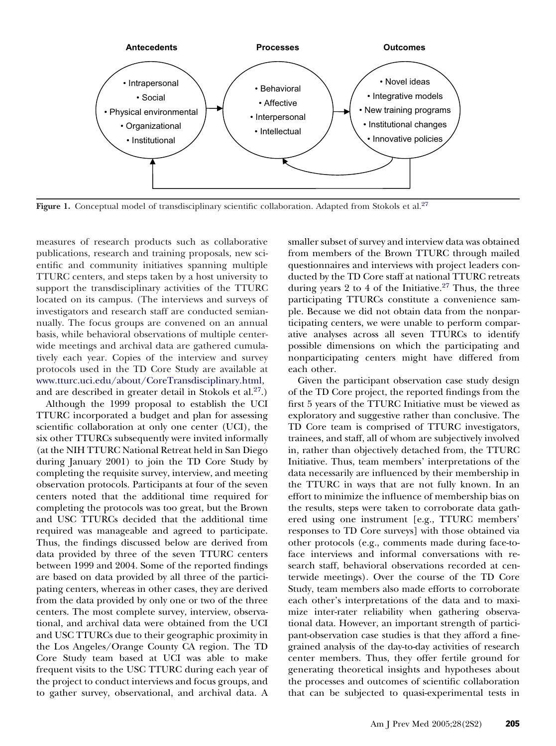Antecedents

- Intrapersonal
- Social
- Physical environmental
- Organizational
- Institutional

Processes

- Behavioral
- Affective
- Interpersonal
- Intellectual

Outcomes

- Novel ideas
- Integrative models
- New training programs
- Institutional changes
- Innovative policies

**Figure 1.** Conceptual model of transdisciplinary scientific collaboration. Adapted from Stokols et al.[27]

measures of research products such as collaborative publications, research and training proposals, new scientific and community initiatives spanning multiple TTURC centers, and steps taken by a host university to support the transdisciplinary activities of the TTURC located on its campus. (The interviews and surveys of investigators and research staff are conducted semiannually. The focus groups are convened on an annual basis, while behavioral observations of multiple centerwide meetings and archival data are gathered cumulatively each year. Copies of the interview and survey protocols used in the TD Core Study are available at www.tturc.uci.edu/about/CoreTransdisciplinary.html, and are described in greater detail in Stokols et al.[27].)

Although the 1999 proposal to establish the UCI TTURC incorporated a budget and plan for assessing scientific collaboration at only one center (UCI), the six other TTURCs subsequently were invited informally (at the NIH TTURC National Retreat held in San Diego during January 2001) to join the TD Core Study by completing the requisite survey, interview, and meeting observation protocols. Participants at four of the seven centers noted that the additional time required for completing the protocols was too great, but the Brown and USC TTURCs decided that the additional time required was manageable and agreed to participate. Thus, the findings discussed below are derived from data provided by three of the seven TTURC centers between 1999 and 2004. Some of the reported findings are based on data provided by all three of the participating centers, whereas in other cases, they are derived from the data provided by only one or two of the three centers. The most complete survey, interview, observational, and archival data were obtained from the UCI and USC TTURCs due to their geographic proximity in the Los Angeles/Orange County CA region. The TD Core Study team based at UCI was able to make frequent visits to the USC TTURC during each year of the project to conduct interviews and focus groups, and to gather survey, observational, and archival data. A smaller subset of survey and interview data was obtained from members of the Brown TTURC through mailed questionnaires and interviews with project leaders conducted by the TD Core staff at national TTURC retreats during years 2 to 4 of the Initiative.[27] Thus, the three participating TTURCs constitute a convenience sample. Because we did not obtain data from the nonparticipating centers, we were unable to perform comparative analyses across all seven TTURCs to identify possible dimensions on which the participating and nonparticipating centers might have differed from each other.

Given the participant observation case study design of the TD Core project, the reported findings from the first 5 years of the TTURC Initiative must be viewed as exploratory and suggestive rather than conclusive. The TD Core team is comprised of TTURC investigators, trainees, and staff, all of whom are subjectively involved in, rather than objectively detached from, the TTURC Initiative. Thus, team members' interpretations of the data necessarily are influenced by their membership in the TTURC in ways that are not fully known. In an effort to minimize the influence of membership bias on the results, steps were taken to corroborate data gathered using one instrument [e.g., TTURC members' responses to TD Core surveys] with those obtained via other protocols (e.g., comments made during face-to-face interviews and informal conversations with research staff, behavioral observations recorded at centerwide meetings). Over the course of the TD Core Study, team members also made efforts to corroborate each other's interpretations of the data and to maximize inter-rater reliability when gathering observational data. However, an important strength of participant-observation case studies is that they afford a fine-grained analysis of the day-to-day activities of research center members. Thus, they offer fertile ground for generating theoretical insights and hypotheses about the processes and outcomes of scientific collaboration that can be subjected to quasi-experimental tests in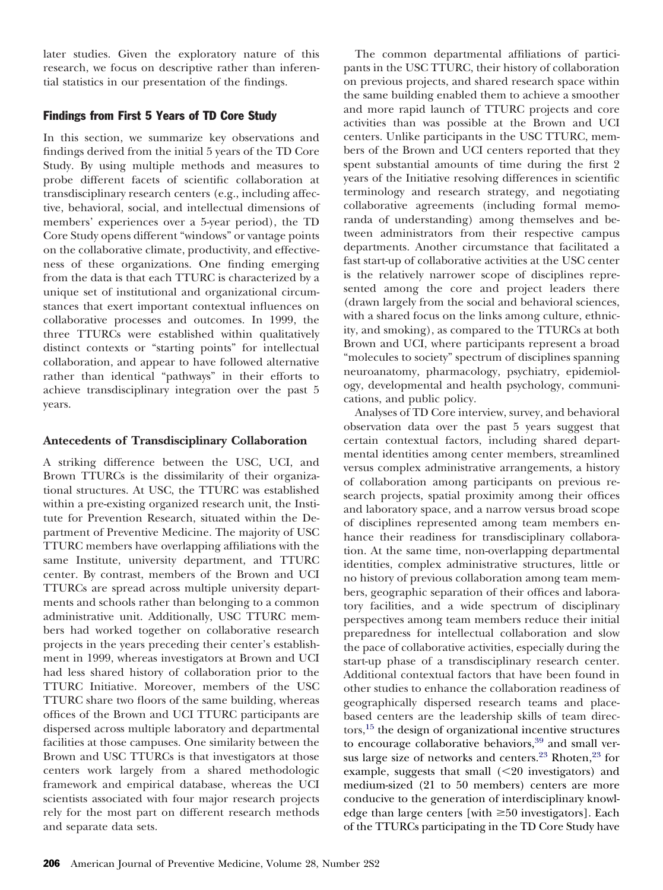later studies. Given the exploratory nature of this research, we focus on descriptive rather than inferential statistics in our presentation of the findings.

## Findings from First 5 Years of TD Core Study

In this section, we summarize key observations and findings derived from the initial 5 years of the TD Core Study. By using multiple methods and measures to probe different facets of scientific collaboration at transdisciplinary research centers (e.g., including affective, behavioral, social, and intellectual dimensions of members' experiences over a 5-year period), the TD Core Study opens different "windows" or vantage points on the collaborative climate, productivity, and effectiveness of these organizations. One finding emerging from the data is that each TTURC is characterized by a unique set of institutional and organizational circumstances that exert important contextual influences on collaborative processes and outcomes. In 1999, the three TTURCs were established within qualitatively distinct contexts or "starting points" for intellectual collaboration, and appear to have followed alternative rather than identical "pathways" in their efforts to achieve transdisciplinary integration over the past 5 years.

### Antecedents of Transdisciplinary Collaboration

A striking difference between the USC, UCI, and Brown TTURCs is the dissimilarity of their organizational structures. At USC, the TTURC was established within a pre-existing organized research unit, the Institute for Prevention Research, situated within the Department of Preventive Medicine. The majority of USC TTURC members have overlapping affiliations with the same Institute, university department, and TTURC center. By contrast, members of the Brown and UCI TTURCs are spread across multiple university departments and schools rather than belonging to a common administrative unit. Additionally, USC TTURC members had worked together on collaborative research projects in the years preceding their center's establishment in 1999, whereas investigators at Brown and UCI had less shared history of collaboration prior to the TTURC Initiative. Moreover, members of the USC TTURC share two floors of the same building, whereas offices of the Brown and UCI TTURC participants are dispersed across multiple laboratory and departmental facilities at those campuses. One similarity between the Brown and USC TTURCs is that investigators at those centers work largely from a shared methodologic framework and empirical database, whereas the UCI scientists associated with four major research projects rely for the most part on different research methods and separate data sets.

The common departmental affiliations of participants in the USC TTURC, their history of collaboration on previous projects, and shared research space within the same building enabled them to achieve a smoother and more rapid launch of TTURC projects and core activities than was possible at the Brown and UCI centers. Unlike participants in the USC TTURC, members of the Brown and UCI centers reported that they spent substantial amounts of time during the first 2 years of the Initiative resolving differences in scientific terminology and research strategy, and negotiating collaborative agreements (including formal memoranda of understanding) among themselves and between administrators from their respective campus departments. Another circumstance that facilitated a fast start-up of collaborative activities at the USC center is the relatively narrower scope of disciplines represented among the core and project leaders there (drawn largely from the social and behavioral sciences, with a shared focus on the links among culture, ethnicity, and smoking), as compared to the TTURCs at both Brown and UCI, where participants represent a broad "molecules to society" spectrum of disciplines spanning neuroanatomy, pharmacology, psychiatry, epidemiology, developmental and health psychology, communications, and public policy.

Analyses of TD Core interview, survey, and behavioral observation data over the past 5 years suggest that certain contextual factors, including shared departmental identities among center members, streamlined versus complex administrative arrangements, a history of collaboration among participants on previous research projects, spatial proximity among their offices and laboratory space, and a narrow versus broad scope of disciplines represented among team members enhance their readiness for transdisciplinary collaboration. At the same time, non-overlapping departmental identities, complex administrative structures, little or no history of previous collaboration among team members, geographic separation of their offices and laboratory facilities, and a wide spectrum of disciplinary perspectives among team members reduce their initial preparedness for intellectual collaboration and slow the pace of collaborative activities, especially during the start-up phase of a transdisciplinary research center. Additional contextual factors that have been found in other studies to enhance the collaboration readiness of geographically dispersed research teams and place-based centers are the leadership skills of team directors,[15] the design of organizational incentive structures to encourage collaborative behaviors,[39] and small versus large size of networks and centers.[23] Rhoten,[23] for example, suggests that small (<20 investigators) and medium-sized (21 to 50 members) centers are more conducive to the generation of interdisciplinary knowledge than large centers [with ≥50 investigators]. Each of the TTURCs participating in the TD Core Study have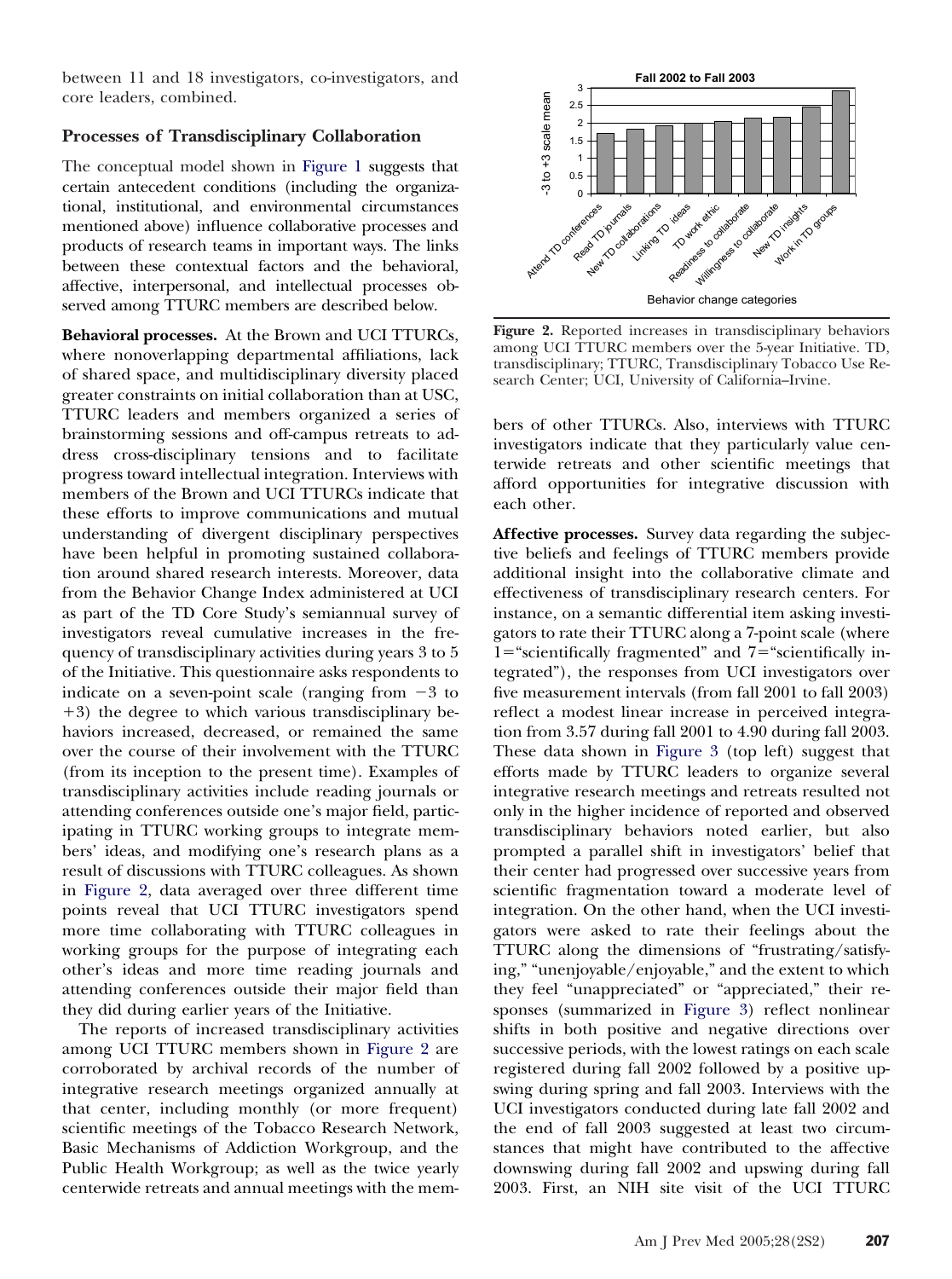between 11 and 18 investigators, co-investigators, and core leaders, combined.

### Processes of Transdisciplinary Collaboration

The conceptual model shown in Figure 1 suggests that certain antecedent conditions (including the organizational, institutional, and environmental circumstances mentioned above) influence collaborative processes and products of research teams in important ways. The links between these contextual factors and the behavioral, affective, interpersonal, and intellectual processes observed among TTURC members are described below.

**Behavioral processes.** At the Brown and UCI TTURCs, where nonoverlapping departmental affiliations, lack of shared space, and multidisciplinary diversity placed greater constraints on initial collaboration than at USC, TTURC leaders and members organized a series of brainstorming sessions and off-campus retreats to address cross-disciplinary tensions and to facilitate progress toward intellectual integration. Interviews with members of the Brown and UCI TTURCs indicate that these efforts to improve communications and mutual understanding of divergent disciplinary perspectives have been helpful in promoting sustained collaboration around shared research interests. Moreover, data from the Behavior Change Index administered at UCI as part of the TD Core Study's semiannual survey of investigators reveal cumulative increases in the frequency of transdisciplinary activities during years 3 to 5 of the Initiative. This questionnaire asks respondents to indicate on a seven-point scale (ranging from $-3$ to $+3$) the degree to which various transdisciplinary behaviors increased, decreased, or remained the same over the course of their involvement with the TTURC (from its inception to the present time). Examples of transdisciplinary activities include reading journals or attending conferences outside one's major field, participating in TTURC working groups to integrate members' ideas, and modifying one's research plans as a result of discussions with TTURC colleagues. As shown in Figure 2, data averaged over three different time points reveal that UCI TTURC investigators spend more time collaborating with TTURC colleagues in working groups for the purpose of integrating each other's ideas and more time reading journals and attending conferences outside their major field than they did during earlier years of the Initiative.

The reports of increased transdisciplinary activities among UCI TTURC members shown in Figure 2 are corroborated by archival records of the number of integrative research meetings organized annually at that center, including monthly (or more frequent) scientific meetings of the Tobacco Research Network, Basic Mechanisms of Addiction Workgroup, and the Public Health Workgroup; as well as the twice yearly centerwide retreats and annual meetings with the members of other TTURCs. Also, interviews with TTURC investigators indicate that they particularly value centerwide retreats and other scientific meetings that afford opportunities for integrative discussion with each other.

**Figure 2.** Reported increases in transdisciplinary behaviors among UCI TTURC members over the 5-year Initiative. TD, transdisciplinary; TTURC, Transdisciplinary Tobacco Use Research Center; UCI, University of California–Irvine.

**Affective processes.** Survey data regarding the subjective beliefs and feelings of TTURC members provide additional insight into the collaborative climate and effectiveness of transdisciplinary research centers. For instance, on a semantic differential item asking investigators to rate their TTURC along a 7-point scale (where 1="scientifically fragmented" and 7="scientifically integrated"), the responses from UCI investigators over five measurement intervals (from fall 2001 to fall 2003) reflect a modest linear increase in perceived integration from 3.57 during fall 2001 to 4.90 during fall 2003. These data shown in Figure 3 (top left) suggest that efforts made by TTURC leaders to organize several integrative research meetings and retreats resulted not only in the higher incidence of reported and observed transdisciplinary behaviors noted earlier, but also prompted a parallel shift in investigators' belief that their center had progressed over successive years from scientific fragmentation toward a moderate level of integration. On the other hand, when the UCI investigators were asked to rate their feelings about the TTURC along the dimensions of "frustrating/satisfying," "unenjoyable/enjoyable," and the extent to which they feel "unappreciated" or "appreciated," their responses (summarized in Figure 3) reflect nonlinear shifts in both positive and negative directions over successive periods, with the lowest ratings on each scale registered during fall 2002 followed by a positive upswing during spring and fall 2003. Interviews with the UCI investigators conducted during late fall 2002 and the end of fall 2003 suggested at least two circumstances that might have contributed to the affective downswing during fall 2002 and upswing during fall 2003. First, an NIH site visit of the UCI TTURC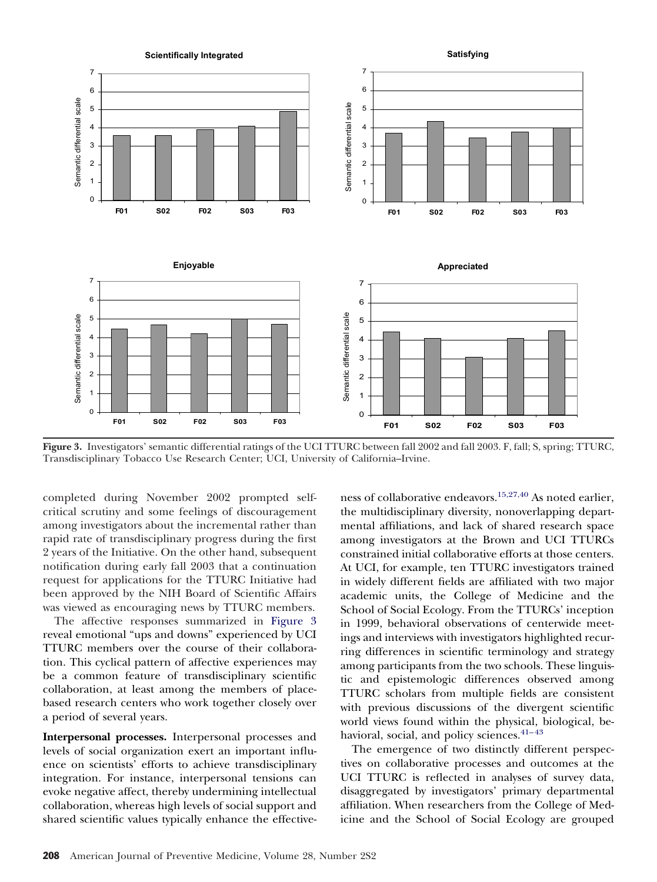**Figure 3.** Investigators' semantic differential ratings of the UCI TTURC between fall 2002 and fall 2003. F, fall; S, spring; TTURC, Transdisciplinary Tobacco Use Research Center; UCI, University of California–Irvine.

completed during November 2002 prompted self-critical scrutiny and some feelings of discouragement among investigators about the incremental rather than rapid rate of transdisciplinary progress during the first 2 years of the Initiative. On the other hand, subsequent notification during early fall 2003 that a continuation request for applications for the TTURC Initiative had been approved by the NIH Board of Scientific Affairs was viewed as encouraging news by TTURC members.

The affective responses summarized in Figure 3 reveal emotional "ups and downs" experienced by UCI TTURC members over the course of their collaboration. This cyclical pattern of affective experiences may be a common feature of transdisciplinary scientific collaboration, at least among the members of place-based research centers who work together closely over a period of several years.

**Interpersonal processes.** Interpersonal processes and levels of social organization exert an important influence on scientists' efforts to achieve transdisciplinary integration. For instance, interpersonal tensions can evoke negative affect, thereby undermining intellectual collaboration, whereas high levels of social support and shared scientific values typically enhance the effectiveness of collaborative endeavors.[15,27,40] As noted earlier, the multidisciplinary diversity, nonoverlapping departmental affiliations, and lack of shared research space among investigators at the Brown and UCI TTURCs constrained initial collaborative efforts at those centers. At UCI, for example, ten TTURC investigators trained in widely different fields are affiliated with two major academic units, the College of Medicine and the School of Social Ecology. From the TTURCs' inception in 1999, behavioral observations of centerwide meetings and interviews with investigators highlighted recurring differences in scientific terminology and strategy among participants from the two schools. These linguistic and epistemologic differences observed among TTURC scholars from multiple fields are consistent with previous discussions of the divergent scientific world views found within the physical, biological, behavioral, social, and policy sciences.[41–43]

The emergence of two distinctly different perspectives on collaborative processes and outcomes at the UCI TTURC is reflected in analyses of survey data, disaggregated by investigators' primary departmental affiliation. When researchers from the College of Medicine and the School of Social Ecology are grouped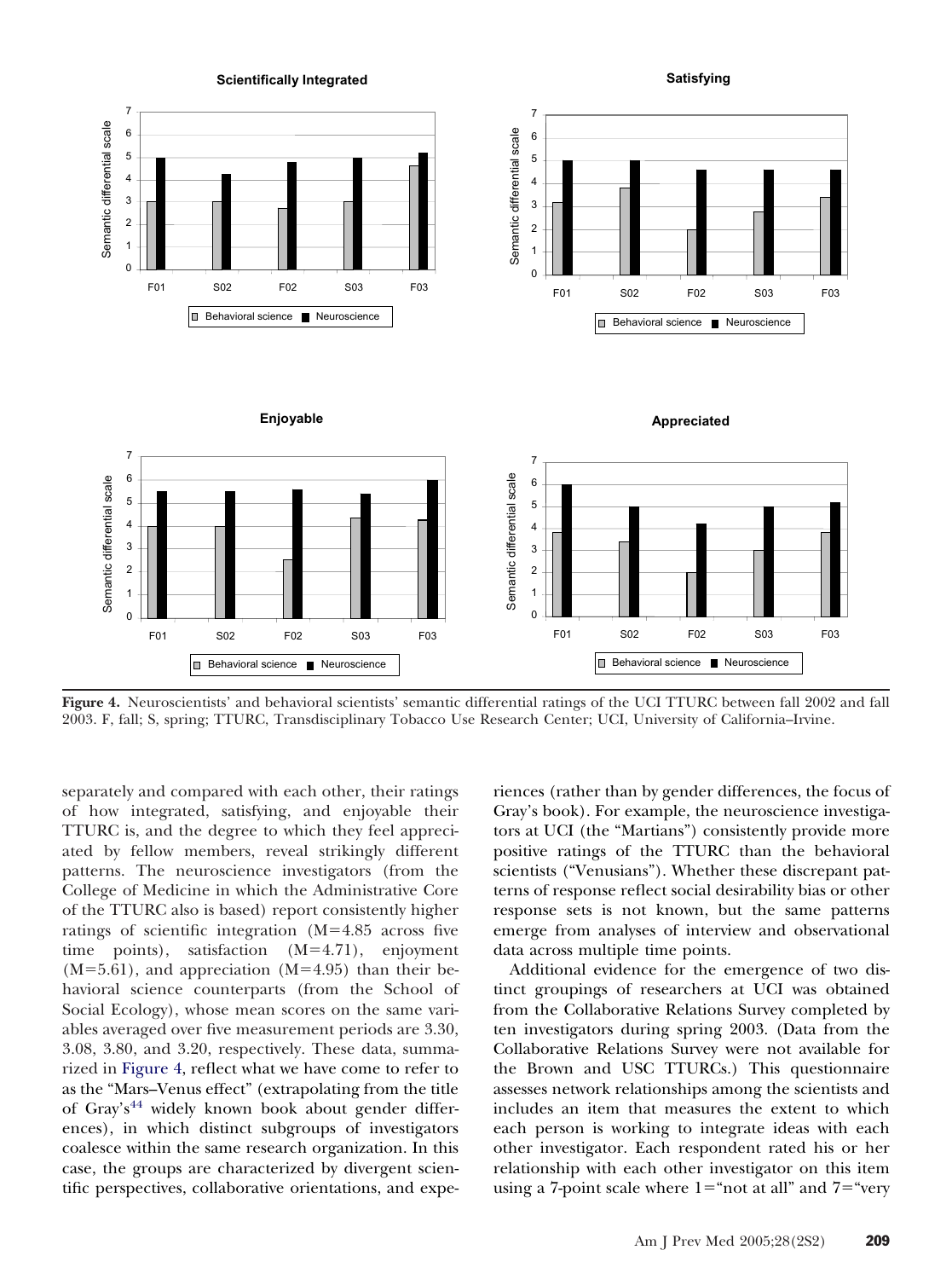**Figure 4.** Neuroscientists' and behavioral scientists' semantic differential ratings of the UCI TTURC between fall 2002 and fall 2003. F, fall; S, spring; TTURC, Transdisciplinary Tobacco Use Research Center; UCI, University of California–Irvine.

separately and compared with each other, their ratings of how integrated, satisfying, and enjoyable their TTURC is, and the degree to which they feel appreciated by fellow members, reveal strikingly different patterns. The neuroscience investigators (from the College of Medicine in which the Administrative Core of the TTURC also is based) report consistently higher ratings of scientific integration ($M=4.85$ across five time points), satisfaction ($M=4.71$), enjoyment ($M=5.61$), and appreciation ($M=4.95$) than their behavioral science counterparts (from the School of Social Ecology), whose mean scores on the same variables averaged over five measurement periods are 3.30, 3.08, 3.80, and 3.20, respectively. These data, summarized in Figure 4, reflect what we have come to refer to as the "Mars–Venus effect" (extrapolating from the title of Gray's[44] widely known book about gender differences), in which distinct subgroups of investigators coalesce within the same research organization. In this case, the groups are characterized by divergent scientific perspectives, collaborative orientations, and experiences (rather than by gender differences, the focus of Gray's book). For example, the neuroscience investigators at UCI (the "Martians") consistently provide more positive ratings of the TTURC than the behavioral scientists ("Venusians"). Whether these discrepant patterns of response reflect social desirability bias or other response sets is not known, but the same patterns emerge from analyses of interview and observational data across multiple time points.

Additional evidence for the emergence of two distinct groupings of researchers at UCI was obtained from the Collaborative Relations Survey completed by ten investigators during spring 2003. (Data from the Collaborative Relations Survey were not available for the Brown and USC TTURCs.) This questionnaire assesses network relationships among the scientists and includes an item that measures the extent to which each person is working to integrate ideas with each other investigator. Each respondent rated his or her relationship with each other investigator on this item using a 7-point scale where 1="not at all" and 7="very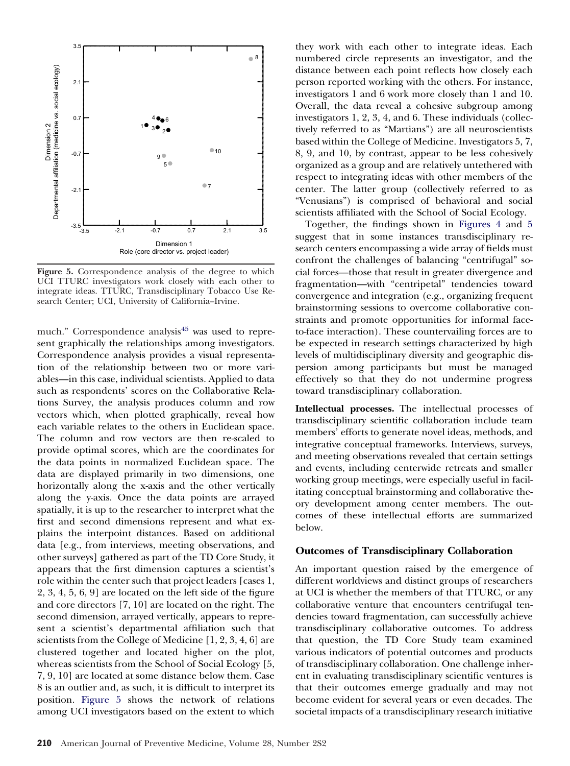**Figure 5.** Correspondence analysis of the degree to which UCI TTURC investigators work closely with each other to integrate ideas. TTURC, Transdisciplinary Tobacco Use Research Center; UCI, University of California–Irvine.

much." Correspondence analysis[45] was used to represent graphically the relationships among investigators. Correspondence analysis provides a visual representation of the relationship between two or more variables—in this case, individual scientists. Applied to data such as respondents' scores on the Collaborative Relations Survey, the analysis produces column and row vectors which, when plotted graphically, reveal how each variable relates to the others in Euclidean space. The column and row vectors are then re-scaled to provide optimal scores, which are the coordinates for the data points in normalized Euclidean space. The data are displayed primarily in two dimensions, one horizontally along the x-axis and the other vertically along the y-axis. Once the data points are arrayed spatially, it is up to the researcher to interpret what the first and second dimensions represent and what explains the interpoint distances. Based on additional data [e.g., from interviews, meeting observations, and other surveys] gathered as part of the TD Core Study, it appears that the first dimension captures a scientist's role within the center such that project leaders [cases 1, 2, 3, 4, 5, 6, 9] are located on the left side of the figure and core directors [7, 10] are located on the right. The second dimension, arrayed vertically, appears to represent a scientist's departmental affiliation such that scientists from the College of Medicine [1, 2, 3, 4, 6] are clustered together and located higher on the plot, whereas scientists from the School of Social Ecology [5, 7, 9, 10] are located at some distance below them. Case 8 is an outlier and, as such, it is difficult to interpret its position. Figure 5 shows the network of relations among UCI investigators based on the extent to which they work with each other to integrate ideas. Each numbered circle represents an investigator, and the distance between each point reflects how closely each person reported working with the others. For instance, investigators 1 and 6 work more closely than 1 and 10. Overall, the data reveal a cohesive subgroup among investigators 1, 2, 3, 4, and 6. These individuals (collectively referred to as "Martians") are all neuroscientists based within the College of Medicine. Investigators 5, 7, 8, 9, and 10, by contrast, appear to be less cohesively organized as a group and are relatively untethered with respect to integrating ideas with other members of the center. The latter group (collectively referred to as "Venusians") is comprised of behavioral and social scientists affiliated with the School of Social Ecology.

Together, the findings shown in Figures 4 and 5 suggest that in some instances transdisciplinary research centers encompassing a wide array of fields must confront the challenges of balancing "centrifugal" social forces—those that result in greater divergence and fragmentation—with "centripetal" tendencies toward convergence and integration (e.g., organizing frequent brainstorming sessions to overcome collaborative constraints and promote opportunities for informal face-to-face interaction). These countervailing forces are to be expected in research settings characterized by high levels of multidisciplinary diversity and geographic dispersion among participants but must be managed effectively so that they do not undermine progress toward transdisciplinary collaboration.

**Intellectual processes.** The intellectual processes of transdisciplinary scientific collaboration include team members' efforts to generate novel ideas, methods, and integrative conceptual frameworks. Interviews, surveys, and meeting observations revealed that certain settings and events, including centerwide retreats and smaller working group meetings, were especially useful in facilitating conceptual brainstorming and collaborative theory development among center members. The outcomes of these intellectual efforts are summarized below.

## Outcomes of Transdisciplinary Collaboration

An important question raised by the emergence of different worldviews and distinct groups of researchers at UCI is whether the members of that TTURC, or any collaborative venture that encounters centrifugal tendencies toward fragmentation, can successfully achieve transdisciplinary collaborative outcomes. To address that question, the TD Core Study team examined various indicators of potential outcomes and products of transdisciplinary collaboration. One challenge inherent in evaluating transdisciplinary scientific ventures is that their outcomes emerge gradually and may not become evident for several years or even decades. The societal impacts of a transdisciplinary research initiative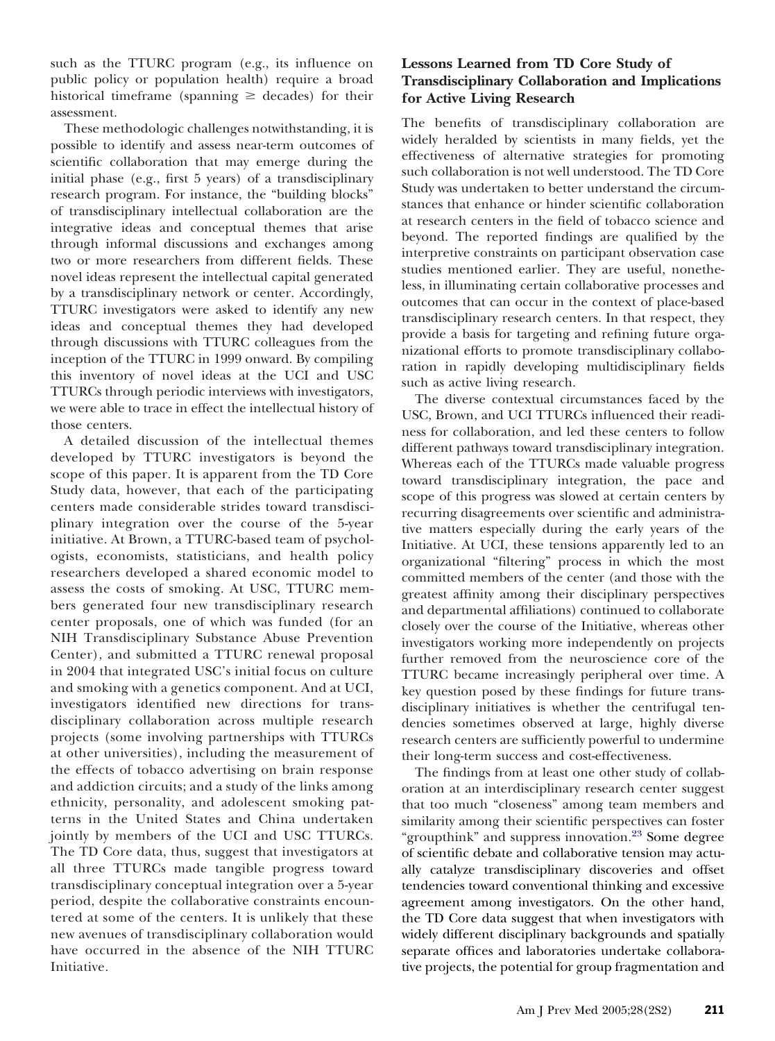such as the TTURC program (e.g., its influence on public policy or population health) require a broad historical timeframe (spanning ≥ decades) for their assessment.

These methodologic challenges notwithstanding, it is possible to identify and assess near-term outcomes of scientific collaboration that may emerge during the initial phase (e.g., first 5 years) of a transdisciplinary research program. For instance, the "building blocks" of transdisciplinary intellectual collaboration are the integrative ideas and conceptual themes that arise through informal discussions and exchanges among two or more researchers from different fields. These novel ideas represent the intellectual capital generated by a transdisciplinary network or center. Accordingly, TTURC investigators were asked to identify any new ideas and conceptual themes they had developed through discussions with TTURC colleagues from the inception of the TTURC in 1999 onward. By compiling this inventory of novel ideas at the UCI and USC TTURCs through periodic interviews with investigators, we were able to trace in effect the intellectual history of those centers.

A detailed discussion of the intellectual themes developed by TTURC investigators is beyond the scope of this paper. It is apparent from the TD Core Study data, however, that each of the participating centers made considerable strides toward transdisciplinary integration over the course of the 5-year initiative. At Brown, a TTURC-based team of psychologists, economists, statisticians, and health policy researchers developed a shared economic model to assess the costs of smoking. At USC, TTURC members generated four new transdisciplinary research center proposals, one of which was funded (for an NIH Transdisciplinary Substance Abuse Prevention Center), and submitted a TTURC renewal proposal in 2004 that integrated USC's initial focus on culture and smoking with a genetics component. And at UCI, investigators identified new directions for transdisciplinary collaboration across multiple research projects (some involving partnerships with TTURCs at other universities), including the measurement of the effects of tobacco advertising on brain response and addiction circuits; and a study of the links among ethnicity, personality, and adolescent smoking patterns in the United States and China undertaken jointly by members of the UCI and USC TTURCs. The TD Core data, thus, suggest that investigators at all three TTURCs made tangible progress toward transdisciplinary conceptual integration over a 5-year period, despite the collaborative constraints encountered at some of the centers. It is unlikely that these new avenues of transdisciplinary collaboration would have occurred in the absence of the NIH TTURC Initiative.

### Lessons Learned from TD Core Study of Transdisciplinary Collaboration and Implications for Active Living Research

The benefits of transdisciplinary collaboration are widely heralded by scientists in many fields, yet the effectiveness of alternative strategies for promoting such collaboration is not well understood. The TD Core Study was undertaken to better understand the circumstances that enhance or hinder scientific collaboration at research centers in the field of tobacco science and beyond. The reported findings are qualified by the interpretive constraints on participant observation case studies mentioned earlier. They are useful, nonetheless, in illuminating certain collaborative processes and outcomes that can occur in the context of place-based transdisciplinary research centers. In that respect, they provide a basis for targeting and refining future organizational efforts to promote transdisciplinary collaboration in rapidly developing multidisciplinary fields such as active living research.

The diverse contextual circumstances faced by the USC, Brown, and UCI TTURCs influenced their readiness for collaboration, and led these centers to follow different pathways toward transdisciplinary integration. Whereas each of the TTURCs made valuable progress toward transdisciplinary integration, the pace and scope of this progress was slowed at certain centers by recurring disagreements over scientific and administrative matters especially during the early years of the Initiative. At UCI, these tensions apparently led to an organizational "filtering" process in which the most committed members of the center (and those with the greatest affinity among their disciplinary perspectives and departmental affiliations) continued to collaborate closely over the course of the Initiative, whereas other investigators working more independently on projects further removed from the neuroscience core of the TTURC became increasingly peripheral over time. A key question posed by these findings for future transdisciplinary initiatives is whether the centrifugal tendencies sometimes observed at large, highly diverse research centers are sufficiently powerful to undermine their long-term success and cost-effectiveness.

The findings from at least one other study of collaboration at an interdisciplinary research center suggest that too much "closeness" among team members and similarity among their scientific perspectives can foster "groupthink" and suppress innovation.[23] Some degree of scientific debate and collaborative tension may actually catalyze transdisciplinary discoveries and offset tendencies toward conventional thinking and excessive agreement among investigators. On the other hand, the TD Core data suggest that when investigators with widely different disciplinary backgrounds and spatially separate offices and laboratories undertake collaborative projects, the potential for group fragmentation and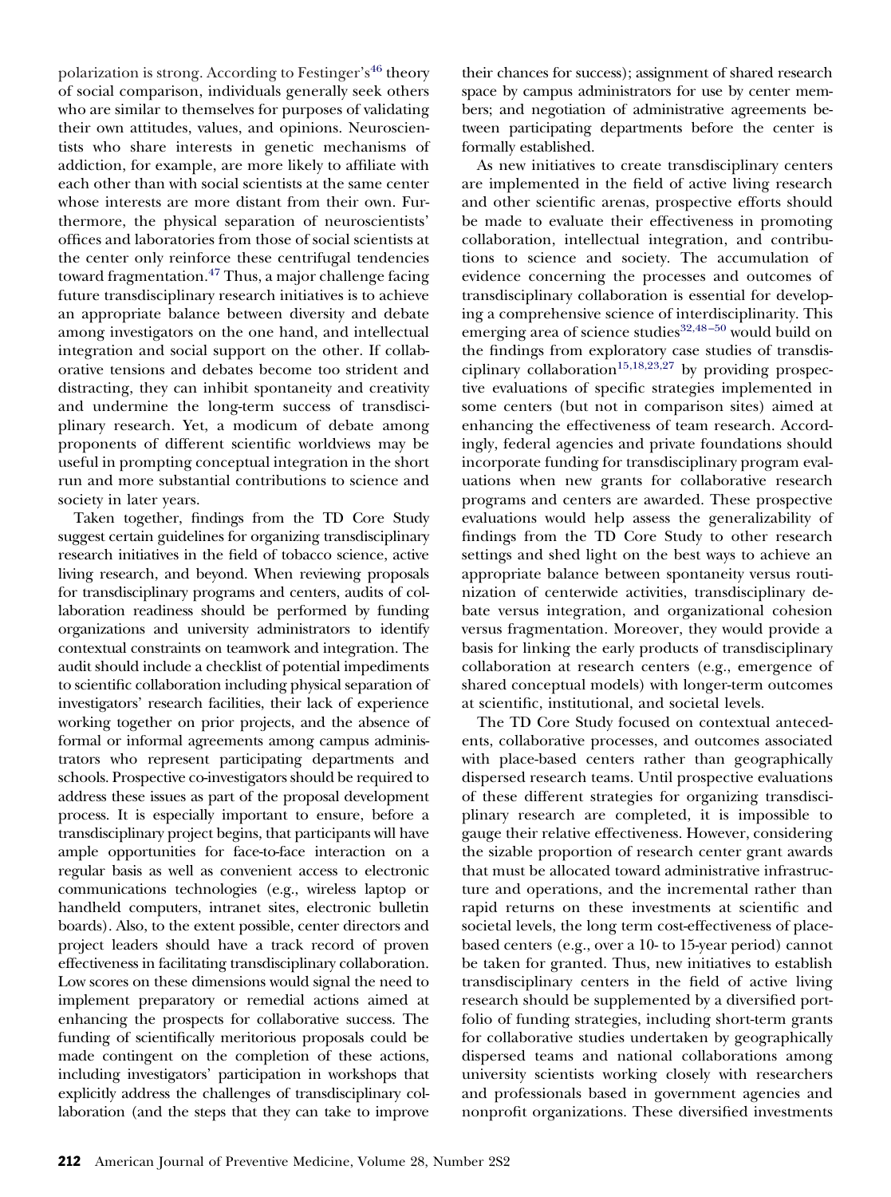polarization is strong. According to Festinger's[46] theory of social comparison, individuals generally seek others who are similar to themselves for purposes of validating their own attitudes, values, and opinions. Neuroscientists who share interests in genetic mechanisms of addiction, for example, are more likely to affiliate with each other than with social scientists at the same center whose interests are more distant from their own. Furthermore, the physical separation of neuroscientists' offices and laboratories from those of social scientists at the center only reinforce these centrifugal tendencies toward fragmentation.[47] Thus, a major challenge facing future transdisciplinary research initiatives is to achieve an appropriate balance between diversity and debate among investigators on the one hand, and intellectual integration and social support on the other. If collaborative tensions and debates become too strident and distracting, they can inhibit spontaneity and creativity and undermine the long-term success of transdisciplinary research. Yet, a modicum of debate among proponents of different scientific worldviews may be useful in prompting conceptual integration in the short run and more substantial contributions to science and society in later years.

Taken together, findings from the TD Core Study suggest certain guidelines for organizing transdisciplinary research initiatives in the field of tobacco science, active living research, and beyond. When reviewing proposals for transdisciplinary programs and centers, audits of collaboration readiness should be performed by funding organizations and university administrators to identify contextual constraints on teamwork and integration. The audit should include a checklist of potential impediments to scientific collaboration including physical separation of investigators' research facilities, their lack of experience working together on prior projects, and the absence of formal or informal agreements among campus administrators who represent participating departments and schools. Prospective co-investigators should be required to address these issues as part of the proposal development process. It is especially important to ensure, before a transdisciplinary project begins, that participants will have ample opportunities for face-to-face interaction on a regular basis as well as convenient access to electronic communications technologies (e.g., wireless laptop or handheld computers, intranet sites, electronic bulletin boards). Also, to the extent possible, center directors and project leaders should have a track record of proven effectiveness in facilitating transdisciplinary collaboration. Low scores on these dimensions would signal the need to implement preparatory or remedial actions aimed at enhancing the prospects for collaborative success. The funding of scientifically meritorious proposals could be made contingent on the completion of these actions, including investigators' participation in workshops that explicitly address the challenges of transdisciplinary collaboration (and the steps that they can take to improve their chances for success); assignment of shared research space by campus administrators for use by center members; and negotiation of administrative agreements between participating departments before the center is formally established.

As new initiatives to create transdisciplinary centers are implemented in the field of active living research and other scientific arenas, prospective efforts should be made to evaluate their effectiveness in promoting collaboration, intellectual integration, and contributions to science and society. The accumulation of evidence concerning the processes and outcomes of transdisciplinary collaboration is essential for developing a comprehensive science of interdisciplinarity. This emerging area of science studies[32,48–50] would build on the findings from exploratory case studies of transdisciplinary collaboration[15,18,23,27] by providing prospective evaluations of specific strategies implemented in some centers (but not in comparison sites) aimed at enhancing the effectiveness of team research. Accordingly, federal agencies and private foundations should incorporate funding for transdisciplinary program evaluations when new grants for collaborative research programs and centers are awarded. These prospective evaluations would help assess the generalizability of findings from the TD Core Study to other research settings and shed light on the best ways to achieve an appropriate balance between spontaneity versus routinization of centerwide activities, transdisciplinary debate versus integration, and organizational cohesion versus fragmentation. Moreover, they would provide a basis for linking the early products of transdisciplinary collaboration at research centers (e.g., emergence of shared conceptual models) with longer-term outcomes at scientific, institutional, and societal levels.

The TD Core Study focused on contextual antecedents, collaborative processes, and outcomes associated with place-based centers rather than geographically dispersed research teams. Until prospective evaluations of these different strategies for organizing transdisciplinary research are completed, it is impossible to gauge their relative effectiveness. However, considering the sizable proportion of research center grant awards that must be allocated toward administrative infrastructure and operations, and the incremental rather than rapid returns on these investments at scientific and societal levels, the long term cost-effectiveness of place-based centers (e.g., over a 10- to 15-year period) cannot be taken for granted. Thus, new initiatives to establish transdisciplinary centers in the field of active living research should be supplemented by a diversified portfolio of funding strategies, including short-term grants for collaborative studies undertaken by geographically dispersed teams and national collaborations among university scientists working closely with researchers and professionals based in government agencies and nonprofit organizations. These diversified investments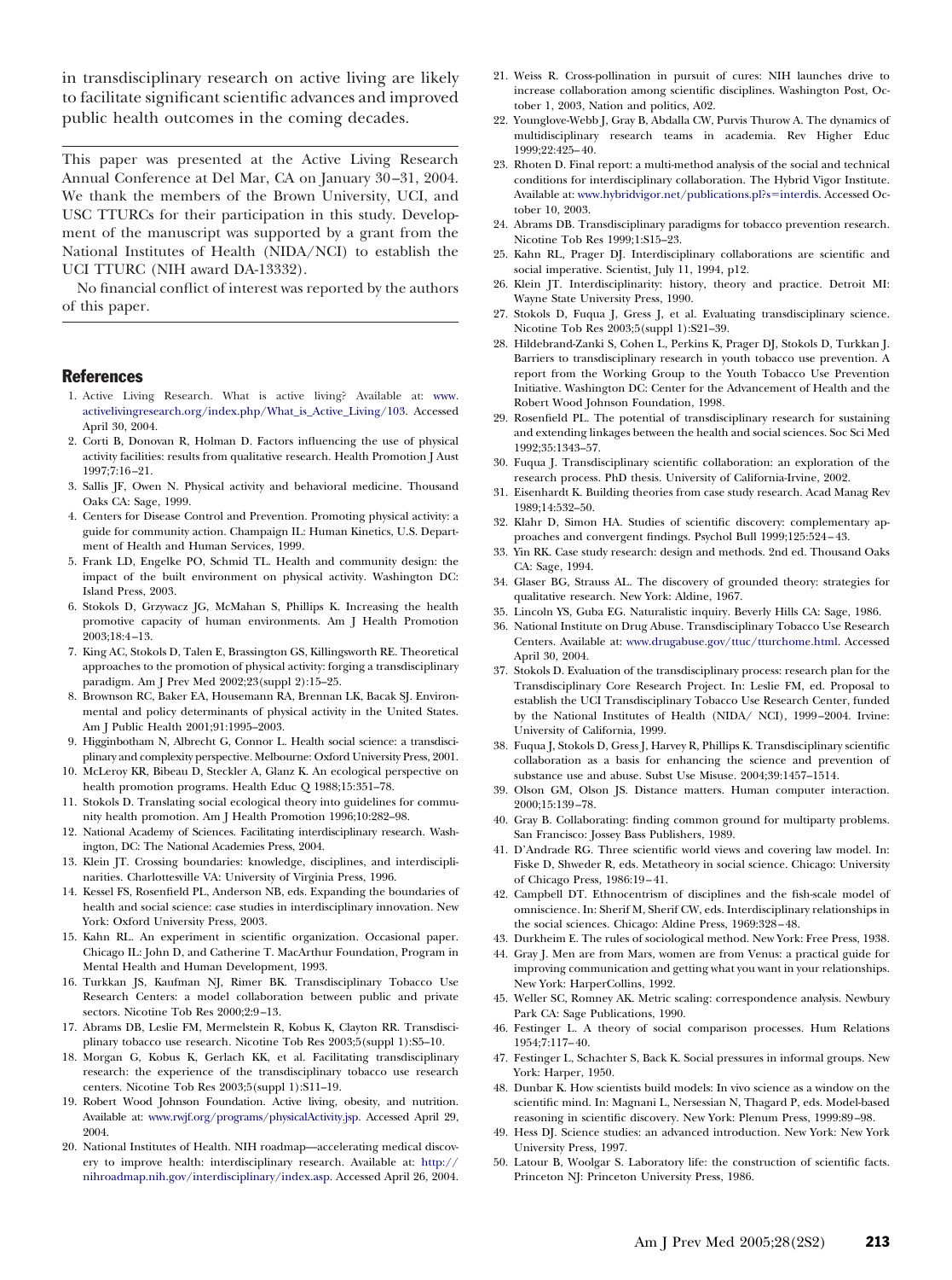in transdisciplinary research on active living are likely to facilitate significant scientific advances and improved public health outcomes in the coming decades.

---

This paper was presented at the Active Living Research Annual Conference at Del Mar, CA on January 30–31, 2004. We thank the members of the Brown University, UCI, and USC TTURCs for their participation in this study. Development of the manuscript was supported by a grant from the National Institutes of Health (NIDA/NCI) to establish the UCI TTURC (NIH award DA-13332).

No financial conflict of interest was reported by the authors of this paper.

---

## References

1. Active Living Research. What is active living? Available at: www.activelivingresearch.org/index.php/What_is_Active_Living/103. Accessed April 30, 2004.
2. Corti B, Donovan R, Holman D. Factors influencing the use of physical activity facilities: results from qualitative research. Health Promotion J Aust 1997;7:16–21.
3. Sallis JF, Owen N. Physical activity and behavioral medicine. Thousand Oaks CA: Sage, 1999.
4. Centers for Disease Control and Prevention. Promoting physical activity: a guide for community action. Champaign IL: Human Kinetics, U.S. Department of Health and Human Services, 1999.
5. Frank LD, Engelke PO, Schmid TL. Health and community design: the impact of the built environment on physical activity. Washington DC: Island Press, 2003.
6. Stokols D, Grzywacz JG, McMahan S, Phillips K. Increasing the health promotive capacity of human environments. Am J Health Promotion 2003;18:4–13.
7. King AC, Stokols D, Talen E, Brassington GS, Killingsworth RE. Theoretical approaches to the promotion of physical activity: forging a transdisciplinary paradigm. Am J Prev Med 2002;23(suppl 2):15–25.
8. Brownson RC, Baker EA, Housemann RA, Brennan LK, Bacak SJ. Environmental and policy determinants of physical activity in the United States. Am J Public Health 2001;91:1995–2003.
9. Higginbotham N, Albrecht G, Connor L. Health social science: a transdisciplinary and complexity perspective. Melbourne: Oxford University Press, 2001.
10. McLeroy KR, Bibeau D, Steckler A, Glanz K. An ecological perspective on health promotion programs. Health Educ Q 1988;15:351–78.
11. Stokols D. Translating social ecological theory into guidelines for community health promotion. Am J Health Promotion 1996;10:282–98.
12. National Academy of Sciences. Facilitating interdisciplinary research. Washington, DC: The National Academies Press, 2004.
13. Klein JT. Crossing boundaries: knowledge, disciplines, and interdisciplinarities. Charlottesville VA: University of Virginia Press, 1996.
14. Kessel FS, Rosenfield PL, Anderson NB, eds. Expanding the boundaries of health and social science: case studies in interdisciplinary innovation. New York: Oxford University Press, 2003.
15. Kahn RL. An experiment in scientific organization. Occasional paper. Chicago IL: John D, and Catherine T. MacArthur Foundation, Program in Mental Health and Human Development, 1993.
16. Turkkan JS, Kaufman NJ, Rimer BK. Transdisciplinary Tobacco Use Research Centers: a model collaboration between public and private sectors. Nicotine Tob Res 2000;2:9–13.
17. Abrams DB, Leslie FM, Mermelstein R, Kobus K, Clayton RR. Transdisciplinary tobacco use research. Nicotine Tob Res 2003;5(suppl 1):S5–10.
18. Morgan G, Kobus K, Gerlach KK, et al. Facilitating transdisciplinary research: the experience of the transdisciplinary tobacco use research centers. Nicotine Tob Res 2003;5(suppl 1):S11–19.
19. Robert Wood Johnson Foundation. Active living, obesity, and nutrition. Available at: www.rwjf.org/programs/physicalActivity.jsp. Accessed April 29, 2004.
20. National Institutes of Health. NIH roadmap—accelerating medical discovery to improve health: interdisciplinary research. Available at: http://nihroadmap.nih.gov/interdisciplinary/index.asp. Accessed April 26, 2004.
21. Weiss R. Cross-pollination in pursuit of cures: NIH launches drive to increase collaboration among scientific disciplines. Washington Post, October 1, 2003, Nation and politics, A02.
22. Younglove-Webb J, Gray B, Abdalla CW, Purvis Thurow A. The dynamics of multidisciplinary research teams in academia. Rev Higher Educ 1999;22:425–40.
23. Rhoten D. Final report: a multi-method analysis of the social and technical conditions for interdisciplinary collaboration. The Hybrid Vigor Institute. Available at: www.hybridvigor.net/publications.pl?s=interdis. Accessed October 10, 2003.
24. Abrams DB. Transdisciplinary paradigms for tobacco prevention research. Nicotine Tob Res 1999;1:S15–23.
25. Kahn RL, Prager DJ. Interdisciplinary collaborations are scientific and social imperative. Scientist, July 11, 1994, p12.
26. Klein JT. Interdisciplinarity: history, theory and practice. Detroit MI: Wayne State University Press, 1990.
27. Stokols D, Fuqua J, Gress J, et al. Evaluating transdisciplinary science. Nicotine Tob Res 2003;5(suppl 1):S21–39.
28. Hildebrand-Zanki S, Cohen L, Perkins K, Prager DJ, Stokols D, Turkkan J. Barriers to transdisciplinary research in youth tobacco use prevention. A report from the Working Group to the Youth Tobacco Use Prevention Initiative. Washington DC: Center for the Advancement of Health and the Robert Wood Johnson Foundation, 1998.
29. Rosenfield PL. The potential of transdisciplinary research for sustaining and extending linkages between the health and social sciences. Soc Sci Med 1992;35:1343–57.
30. Fuqua J. Transdisciplinary scientific collaboration: an exploration of the research process. PhD thesis. University of California-Irvine, 2002.
31. Eisenhardt K. Building theories from case study research. Acad Manag Rev 1989;14:532–50.
32. Klahr D, Simon HA. Studies of scientific discovery: complementary approaches and convergent findings. Psychol Bull 1999;125:524–43.
33. Yin RK. Case study research: design and methods. 2nd ed. Thousand Oaks CA: Sage, 1994.
34. Glaser BG, Strauss AL. The discovery of grounded theory: strategies for qualitative research. New York: Aldine, 1967.
35. Lincoln YS, Guba EG. Naturalistic inquiry. Beverly Hills CA: Sage, 1986.
36. National Institute on Drug Abuse. Transdisciplinary Tobacco Use Research Centers. Available at: www.drugabuse.gov/ttuc/tturchome.html. Accessed April 30, 2004.
37. Stokols D. Evaluation of the transdisciplinary process: research plan for the Transdisciplinary Core Research Project. In: Leslie FM, ed. Proposal to establish the UCI Transdisciplinary Tobacco Use Research Center, funded by the National Institutes of Health (NIDA/ NCI), 1999–2004. Irvine: University of California, 1999.
38. Fuqua J, Stokols D, Gress J, Harvey R, Phillips K. Transdisciplinary scientific collaboration as a basis for enhancing the science and prevention of substance use and abuse. Subst Use Misuse. 2004;39:1457–1514.
39. Olson GM, Olson JS. Distance matters. Human computer interaction. 2000;15:139–78.
40. Gray B. Collaborating: finding common ground for multiparty problems. San Francisco: Jossey Bass Publishers, 1989.
41. D'Andrade RG. Three scientific world views and covering law model. In: Fiske D, Shweder R, eds. Metatheory in social science. Chicago: University of Chicago Press, 1986:19–41.
42. Campbell DT. Ethnocentrism of disciplines and the fish-scale model of omniscience. In: Sherif M, Sherif CW, eds. Interdisciplinary relationships in the social sciences. Chicago: Aldine Press, 1969:328–48.
43. Durkheim E. The rules of sociological method. New York: Free Press, 1938.
44. Gray J. Men are from Mars, women are from Venus: a practical guide for improving communication and getting what you want in your relationships. New York: HarperCollins, 1992.
45. Weller SC, Romney AK. Metric scaling: correspondence analysis. Newbury Park CA: Sage Publications, 1990.
46. Festinger L. A theory of social comparison processes. Hum Relations 1954;7:117–40.
47. Festinger L, Schachter S, Back K. Social pressures in informal groups. New York: Harper, 1950.
48. Dunbar K. How scientists build models: In vivo science as a window on the scientific mind. In: Magnani L, Nersessian N, Thagard P, eds. Model-based reasoning in scientific discovery. New York: Plenum Press, 1999:89–98.
49. Hess DJ. Science studies: an advanced introduction. New York: New York University Press, 1997.
50. Latour B, Woolgar S. Laboratory life: the construction of scientific facts. Princeton NJ: Princeton University Press, 1986.